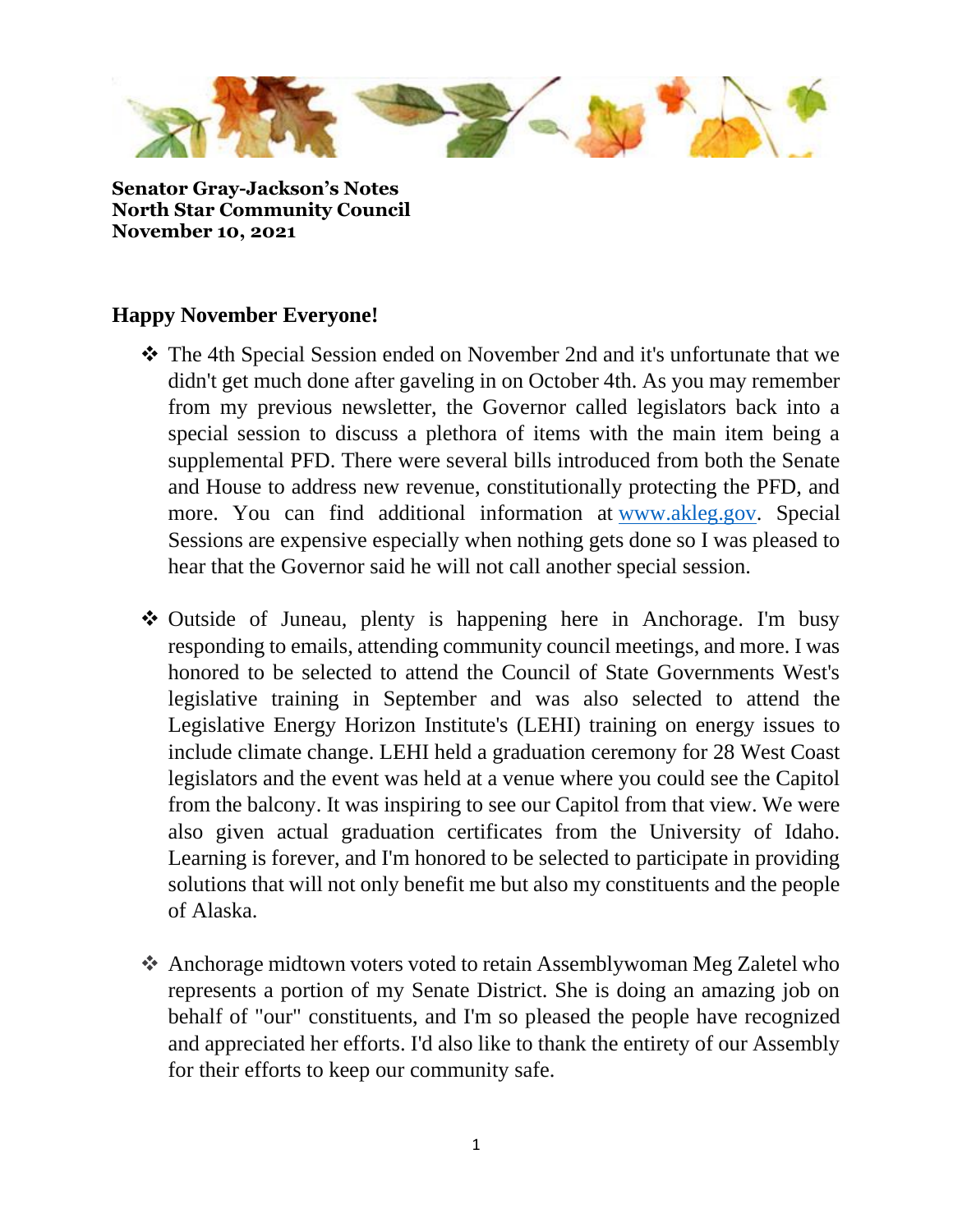**Senator Gray-Jackson's Notes**
**North Star Community Council**
**November 10, 2021**

## Happy November Everyone!

- The 4th Special Session ended on November 2nd and it's unfortunate that we didn't get much done after gaveling in on October 4th. As you may remember from my previous newsletter, the Governor called legislators back into a special session to discuss a plethora of items with the main item being a supplemental PFD. There were several bills introduced from both the Senate and House to address new revenue, constitutionally protecting the PFD, and more. You can find additional information at [www.akleg.gov](http://www.akleg.gov). Special Sessions are expensive especially when nothing gets done so I was pleased to hear that the Governor said he will not call another special session.

- Outside of Juneau, plenty is happening here in Anchorage. I'm busy responding to emails, attending community council meetings, and more. I was honored to be selected to attend the Council of State Governments West's legislative training in September and was also selected to attend the Legislative Energy Horizon Institute's (LEHI) training on energy issues to include climate change. LEHI held a graduation ceremony for 28 West Coast legislators and the event was held at a venue where you could see the Capitol from the balcony. It was inspiring to see our Capitol from that view. We were also given actual graduation certificates from the University of Idaho. Learning is forever, and I'm honored to be selected to participate in providing solutions that will not only benefit me but also my constituents and the people of Alaska.

- Anchorage midtown voters voted to retain Assemblywoman Meg Zaletel who represents a portion of my Senate District. She is doing an amazing job on behalf of "our" constituents, and I'm so pleased the people have recognized and appreciated her efforts. I'd also like to thank the entirety of our Assembly for their efforts to keep our community safe.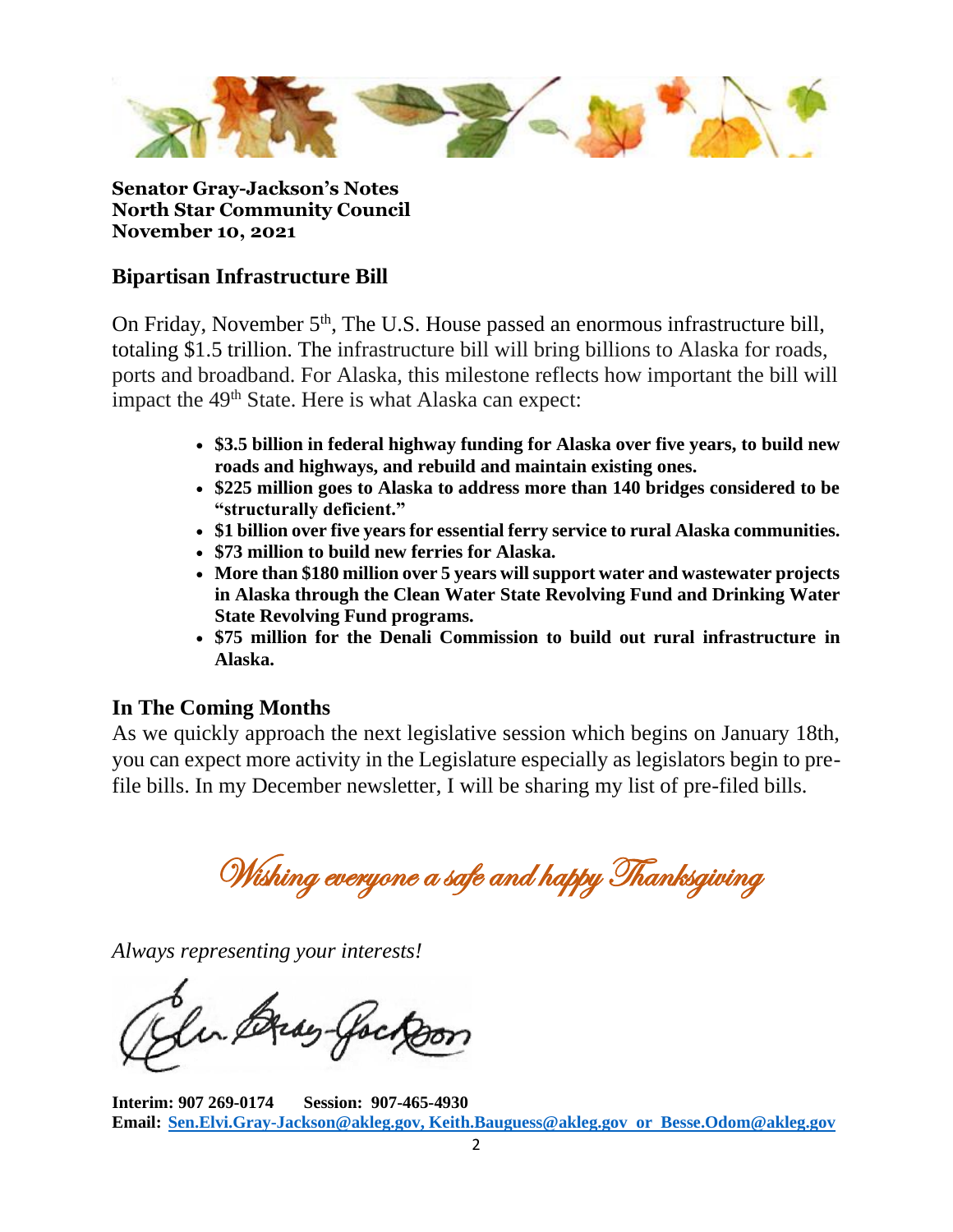**Senator Gray-Jackson's Notes**
**North Star Community Council**
**November 10, 2021**

## Bipartisan Infrastructure Bill

On Friday, November 5th, The U.S. House passed an enormous infrastructure bill, totaling $1.5 trillion. The infrastructure bill will bring billions to Alaska for roads, ports and broadband. For Alaska, this milestone reflects how important the bill will impact the 49th State. Here is what Alaska can expect:

- **$3.5 billion in federal highway funding for Alaska over five years, to build new roads and highways, and rebuild and maintain existing ones.**
- **$225 million goes to Alaska to address more than 140 bridges considered to be "structurally deficient."**
- **$1 billion over five years for essential ferry service to rural Alaska communities.**
- **$73 million to build new ferries for Alaska.**
- **More than $180 million over 5 years will support water and wastewater projects in Alaska through the Clean Water State Revolving Fund and Drinking Water State Revolving Fund programs.**
- **$75 million for the Denali Commission to build out rural infrastructure in Alaska.**

## In The Coming Months

As we quickly approach the next legislative session which begins on January 18th, you can expect more activity in the Legislature especially as legislators begin to pre-file bills. In my December newsletter, I will be sharing my list of pre-filed bills.

*Wishing everyone a safe and happy Thanksgiving*

*Always representing your interests!*

Elvi Gray-Jackson

**Interim: 907 269-0174 Session: 907-465-4930**
**Email: Sen.Elvi.Gray-Jackson@akleg.gov, Keith.Bauguess@akleg.gov or Besse.Odom@akleg.gov**